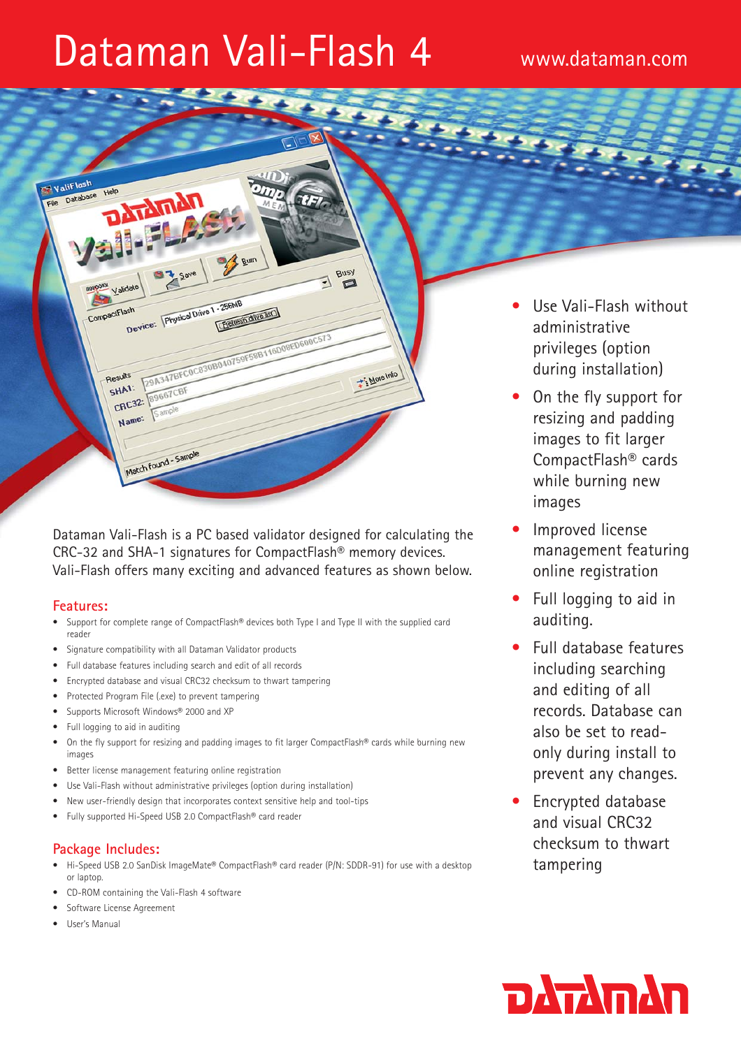# Dataman Vali-Flash 4

www.dataman.com

Dataman Vali-Flash is a PC based validator designed for calculating the CRC-32 and SHA-1 signatures for CompactFlash® memory devices. Vali-Flash offers many exciting and advanced features as shown below.

## Features:

- Support for complete range of CompactFlash® devices both Type I and Type II with the supplied card reader
- Signature compatibility with all Dataman Validator products
- Full database features including search and edit of all records
- Encrypted database and visual CRC32 checksum to thwart tampering
- Protected Program File (.exe) to prevent tampering
- Supports Microsoft Windows® 2000 and XP
- Full logging to aid in auditing
- On the fly support for resizing and padding images to fit larger CompactFlash® cards while burning new images
- Better license management featuring online registration
- Use Vali-Flash without administrative privileges (option during installation)
- New user-friendly design that incorporates context sensitive help and tool-tips
- Fully supported Hi-Speed USB 2.0 CompactFlash® card reader

## Package Includes:

- Hi-Speed USB 2.0 SanDisk ImageMate® CompactFlash® card reader (P/N: SDDR-91) for use with a desktop or laptop.
- CD-ROM containing the Vali-Flash 4 software
- Software License Agreement
- User's Manual

---

- Use Vali-Flash without administrative privileges (option during installation)
- On the fly support for resizing and padding images to fit larger CompactFlash® cards while burning new images
- Improved license management featuring online registration
- Full logging to aid in auditing.
- Full database features including searching and editing of all records. Database can also be set to read-only during install to prevent any changes.
- Encrypted database and visual CRC32 checksum to thwart tampering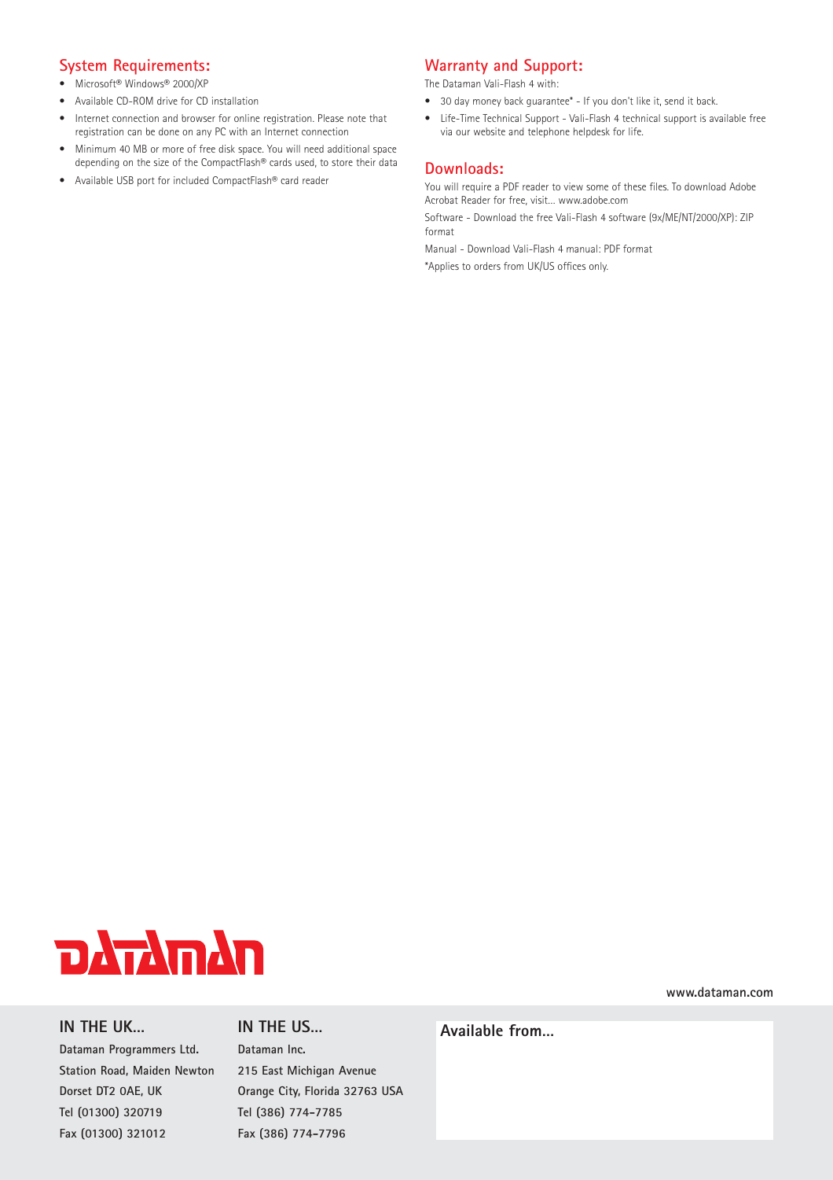## System Requirements:

- Microsoft® Windows® 2000/XP
- Available CD-ROM drive for CD installation
- Internet connection and browser for online registration. Please note that registration can be done on any PC with an Internet connection
- Minimum 40 MB or more of free disk space. You will need additional space depending on the size of the CompactFlash® cards used, to store their data
- Available USB port for included CompactFlash® card reader

## Warranty and Support:

The Dataman Vali-Flash 4 with:

- 30 day money back guarantee* - If you don't like it, send it back.
- Life-Time Technical Support - Vali-Flash 4 technical support is available free via our website and telephone helpdesk for life.

## Downloads:

You will require a PDF reader to view some of these files. To download Adobe Acrobat Reader for free, visit... www.adobe.com

Software - Download the free Vali-Flash 4 software (9x/ME/NT/2000/XP): ZIP format

Manual - Download Vali-Flash 4 manual: PDF format

*Applies to orders from UK/US offices only.

DATAMAN

www.dataman.com

### IN THE UK...

**Dataman Programmers Ltd.**
**Station Road, Maiden Newton**
**Dorset DT2 0AE, UK**
**Tel (01300) 320719**
**Fax (01300) 321012**

### IN THE US...

**Dataman Inc.**
**215 East Michigan Avenue**
**Orange City, Florida 32763 USA**
**Tel (386) 774-7785**
**Fax (386) 774-7796**

**Available from...**